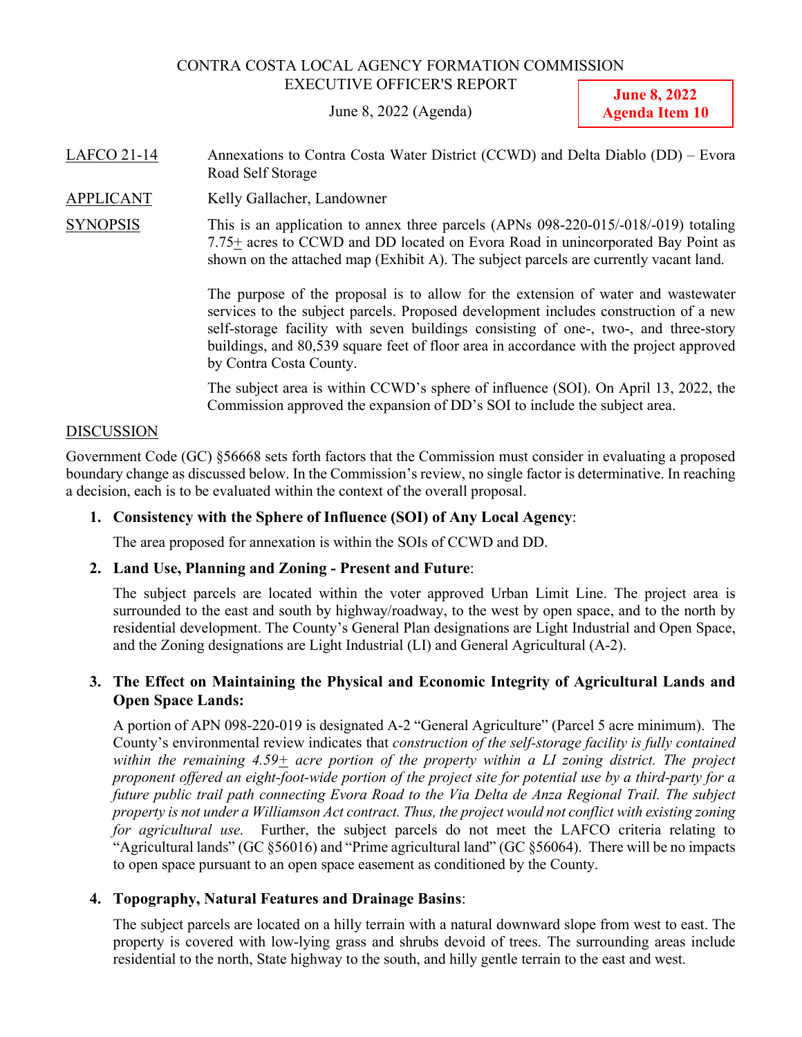CONTRA COSTA LOCAL AGENCY FORMATION COMMISSION
EXECUTIVE OFFICER'S REPORT

June 8, 2022 (Agenda)

**June 8, 2022**
**Agenda Item 10**

LAFCO 21-14 — Annexations to Contra Costa Water District (CCWD) and Delta Diablo (DD) – Evora Road Self Storage

APPLICANT — Kelly Gallacher, Landowner

SYNOPSIS — This is an application to annex three parcels (APNs 098-220-015/-018/-019) totaling 7.75± acres to CCWD and DD located on Evora Road in unincorporated Bay Point as shown on the attached map (Exhibit A). The subject parcels are currently vacant land.

The purpose of the proposal is to allow for the extension of water and wastewater services to the subject parcels. Proposed development includes construction of a new self-storage facility with seven buildings consisting of one-, two-, and three-story buildings, and 80,539 square feet of floor area in accordance with the project approved by Contra Costa County.

The subject area is within CCWD's sphere of influence (SOI). On April 13, 2022, the Commission approved the expansion of DD's SOI to include the subject area.

## DISCUSSION

Government Code (GC) §56668 sets forth factors that the Commission must consider in evaluating a proposed boundary change as discussed below. In the Commission's review, no single factor is determinative. In reaching a decision, each is to be evaluated within the context of the overall proposal.

1. **Consistency with the Sphere of Influence (SOI) of Any Local Agency**:

   The area proposed for annexation is within the SOIs of CCWD and DD.

2. **Land Use, Planning and Zoning - Present and Future**:

   The subject parcels are located within the voter approved Urban Limit Line. The project area is surrounded to the east and south by highway/roadway, to the west by open space, and to the north by residential development. The County's General Plan designations are Light Industrial and Open Space, and the Zoning designations are Light Industrial (LI) and General Agricultural (A-2).

3. **The Effect on Maintaining the Physical and Economic Integrity of Agricultural Lands and Open Space Lands:**

   A portion of APN 098-220-019 is designated A-2 "General Agriculture" (Parcel 5 acre minimum). The County's environmental review indicates that *construction of the self-storage facility is fully contained within the remaining 4.59± acre portion of the property within a LI zoning district. The project proponent offered an eight-foot-wide portion of the project site for potential use by a third-party for a future public trail path connecting Evora Road to the Via Delta de Anza Regional Trail. The subject property is not under a Williamson Act contract. Thus, the project would not conflict with existing zoning for agricultural use.* Further, the subject parcels do not meet the LAFCO criteria relating to "Agricultural lands" (GC §56016) and "Prime agricultural land" (GC §56064). There will be no impacts to open space pursuant to an open space easement as conditioned by the County.

4. **Topography, Natural Features and Drainage Basins**:

   The subject parcels are located on a hilly terrain with a natural downward slope from west to east. The property is covered with low-lying grass and shrubs devoid of trees. The surrounding areas include residential to the north, State highway to the south, and hilly gentle terrain to the east and west.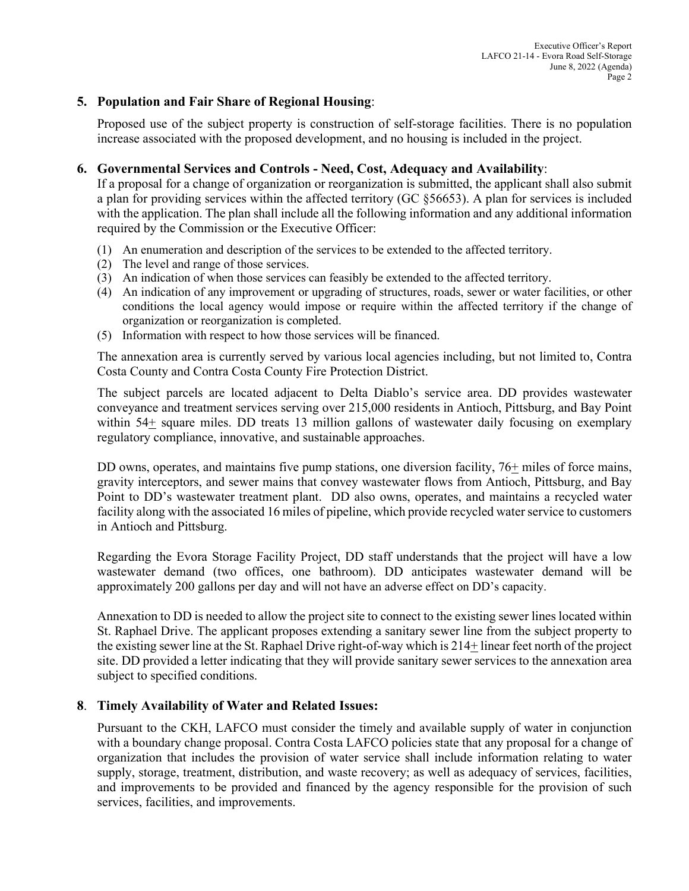**5. Population and Fair Share of Regional Housing**:

Proposed use of the subject property is construction of self-storage facilities. There is no population increase associated with the proposed development, and no housing is included in the project.

**6. Governmental Services and Controls - Need, Cost, Adequacy and Availability**:

If a proposal for a change of organization or reorganization is submitted, the applicant shall also submit a plan for providing services within the affected territory (GC §56653). A plan for services is included with the application. The plan shall include all the following information and any additional information required by the Commission or the Executive Officer:

(1) An enumeration and description of the services to be extended to the affected territory.
(2) The level and range of those services.
(3) An indication of when those services can feasibly be extended to the affected territory.
(4) An indication of any improvement or upgrading of structures, roads, sewer or water facilities, or other conditions the local agency would impose or require within the affected territory if the change of organization or reorganization is completed.
(5) Information with respect to how those services will be financed.

The annexation area is currently served by various local agencies including, but not limited to, Contra Costa County and Contra Costa County Fire Protection District.

The subject parcels are located adjacent to Delta Diablo's service area. DD provides wastewater conveyance and treatment services serving over 215,000 residents in Antioch, Pittsburg, and Bay Point within 54± square miles. DD treats 13 million gallons of wastewater daily focusing on exemplary regulatory compliance, innovative, and sustainable approaches.

DD owns, operates, and maintains five pump stations, one diversion facility, 76± miles of force mains, gravity interceptors, and sewer mains that convey wastewater flows from Antioch, Pittsburg, and Bay Point to DD's wastewater treatment plant. DD also owns, operates, and maintains a recycled water facility along with the associated 16 miles of pipeline, which provide recycled water service to customers in Antioch and Pittsburg.

Regarding the Evora Storage Facility Project, DD staff understands that the project will have a low wastewater demand (two offices, one bathroom). DD anticipates wastewater demand will be approximately 200 gallons per day and will not have an adverse effect on DD's capacity.

Annexation to DD is needed to allow the project site to connect to the existing sewer lines located within St. Raphael Drive. The applicant proposes extending a sanitary sewer line from the subject property to the existing sewer line at the St. Raphael Drive right-of-way which is 214± linear feet north of the project site. DD provided a letter indicating that they will provide sanitary sewer services to the annexation area subject to specified conditions.

**8. Timely Availability of Water and Related Issues:**

Pursuant to the CKH, LAFCO must consider the timely and available supply of water in conjunction with a boundary change proposal. Contra Costa LAFCO policies state that any proposal for a change of organization that includes the provision of water service shall include information relating to water supply, storage, treatment, distribution, and waste recovery; as well as adequacy of services, facilities, and improvements to be provided and financed by the agency responsible for the provision of such services, facilities, and improvements.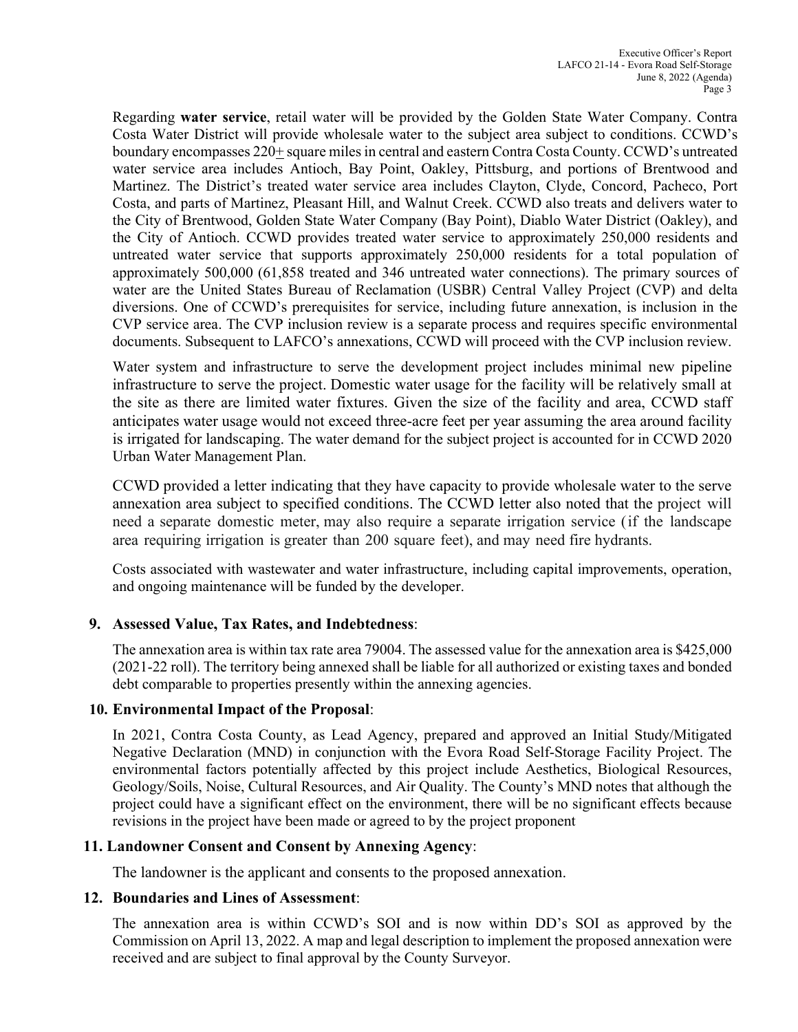Regarding **water service**, retail water will be provided by the Golden State Water Company. Contra Costa Water District will provide wholesale water to the subject area subject to conditions. CCWD's boundary encompasses 220± square miles in central and eastern Contra Costa County. CCWD's untreated water service area includes Antioch, Bay Point, Oakley, Pittsburg, and portions of Brentwood and Martinez. The District's treated water service area includes Clayton, Clyde, Concord, Pacheco, Port Costa, and parts of Martinez, Pleasant Hill, and Walnut Creek. CCWD also treats and delivers water to the City of Brentwood, Golden State Water Company (Bay Point), Diablo Water District (Oakley), and the City of Antioch. CCWD provides treated water service to approximately 250,000 residents and untreated water service that supports approximately 250,000 residents for a total population of approximately 500,000 (61,858 treated and 346 untreated water connections). The primary sources of water are the United States Bureau of Reclamation (USBR) Central Valley Project (CVP) and delta diversions. One of CCWD's prerequisites for service, including future annexation, is inclusion in the CVP service area. The CVP inclusion review is a separate process and requires specific environmental documents. Subsequent to LAFCO's annexations, CCWD will proceed with the CVP inclusion review.

Water system and infrastructure to serve the development project includes minimal new pipeline infrastructure to serve the project. Domestic water usage for the facility will be relatively small at the site as there are limited water fixtures. Given the size of the facility and area, CCWD staff anticipates water usage would not exceed three-acre feet per year assuming the area around facility is irrigated for landscaping. The water demand for the subject project is accounted for in CCWD 2020 Urban Water Management Plan.

CCWD provided a letter indicating that they have capacity to provide wholesale water to the serve annexation area subject to specified conditions. The CCWD letter also noted that the project will need a separate domestic meter, may also require a separate irrigation service (if the landscape area requiring irrigation is greater than 200 square feet), and may need fire hydrants.

Costs associated with wastewater and water infrastructure, including capital improvements, operation, and ongoing maintenance will be funded by the developer.

**9. Assessed Value, Tax Rates, and Indebtedness**:

The annexation area is within tax rate area 79004. The assessed value for the annexation area is $425,000 (2021-22 roll). The territory being annexed shall be liable for all authorized or existing taxes and bonded debt comparable to properties presently within the annexing agencies.

**10. Environmental Impact of the Proposal**:

In 2021, Contra Costa County, as Lead Agency, prepared and approved an Initial Study/Mitigated Negative Declaration (MND) in conjunction with the Evora Road Self-Storage Facility Project. The environmental factors potentially affected by this project include Aesthetics, Biological Resources, Geology/Soils, Noise, Cultural Resources, and Air Quality. The County's MND notes that although the project could have a significant effect on the environment, there will be no significant effects because revisions in the project have been made or agreed to by the project proponent

**11. Landowner Consent and Consent by Annexing Agency**:

The landowner is the applicant and consents to the proposed annexation.

**12. Boundaries and Lines of Assessment**:

The annexation area is within CCWD's SOI and is now within DD's SOI as approved by the Commission on April 13, 2022. A map and legal description to implement the proposed annexation were received and are subject to final approval by the County Surveyor.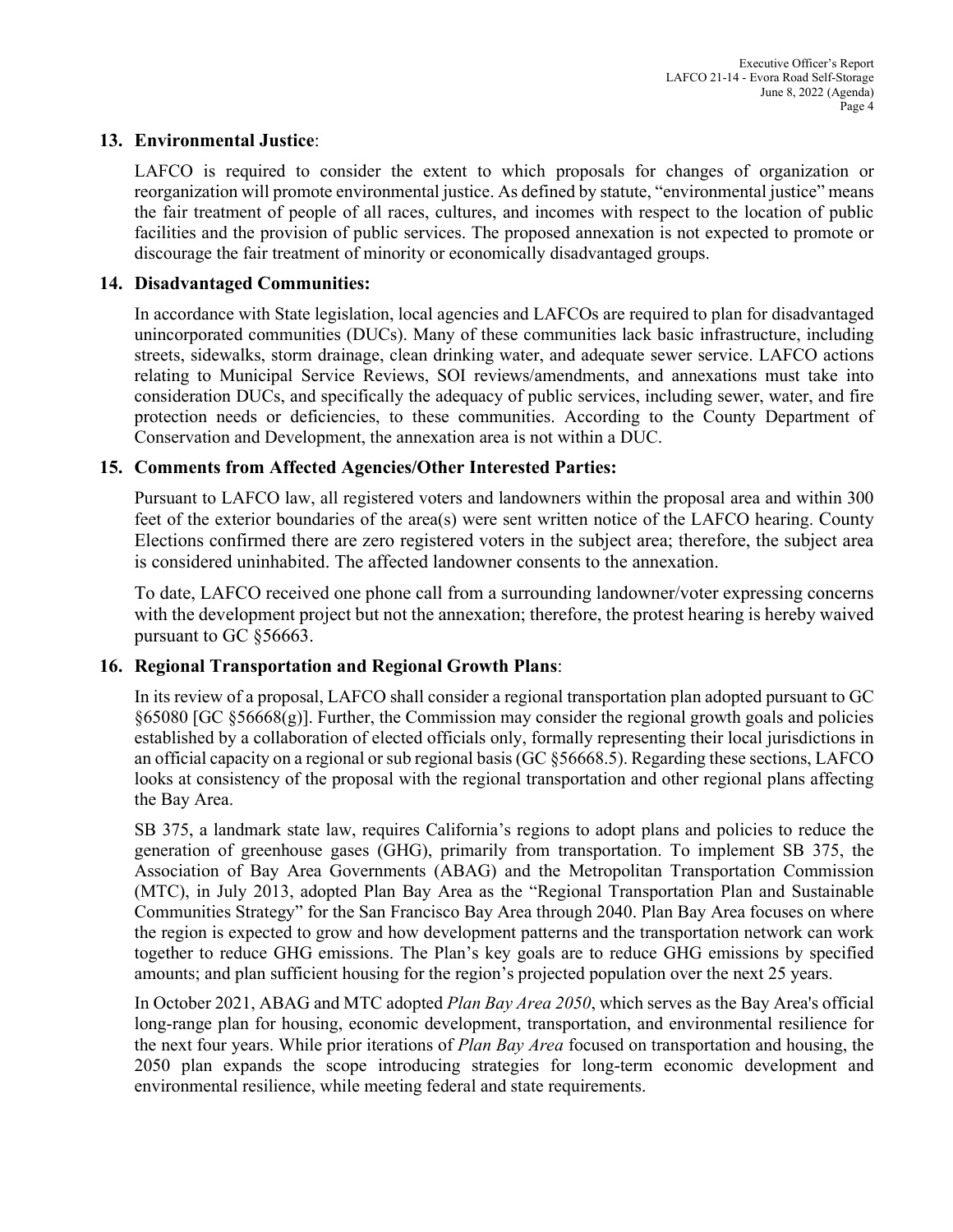**13. Environmental Justice**:

LAFCO is required to consider the extent to which proposals for changes of organization or reorganization will promote environmental justice. As defined by statute, "environmental justice" means the fair treatment of people of all races, cultures, and incomes with respect to the location of public facilities and the provision of public services. The proposed annexation is not expected to promote or discourage the fair treatment of minority or economically disadvantaged groups.

**14. Disadvantaged Communities:**

In accordance with State legislation, local agencies and LAFCOs are required to plan for disadvantaged unincorporated communities (DUCs). Many of these communities lack basic infrastructure, including streets, sidewalks, storm drainage, clean drinking water, and adequate sewer service. LAFCO actions relating to Municipal Service Reviews, SOI reviews/amendments, and annexations must take into consideration DUCs, and specifically the adequacy of public services, including sewer, water, and fire protection needs or deficiencies, to these communities. According to the County Department of Conservation and Development, the annexation area is not within a DUC.

**15. Comments from Affected Agencies/Other Interested Parties:**

Pursuant to LAFCO law, all registered voters and landowners within the proposal area and within 300 feet of the exterior boundaries of the area(s) were sent written notice of the LAFCO hearing. County Elections confirmed there are zero registered voters in the subject area; therefore, the subject area is considered uninhabited. The affected landowner consents to the annexation.

To date, LAFCO received one phone call from a surrounding landowner/voter expressing concerns with the development project but not the annexation; therefore, the protest hearing is hereby waived pursuant to GC §56663.

**16. Regional Transportation and Regional Growth Plans**:

In its review of a proposal, LAFCO shall consider a regional transportation plan adopted pursuant to GC §65080 [GC §56668(g)]. Further, the Commission may consider the regional growth goals and policies established by a collaboration of elected officials only, formally representing their local jurisdictions in an official capacity on a regional or sub regional basis (GC §56668.5). Regarding these sections, LAFCO looks at consistency of the proposal with the regional transportation and other regional plans affecting the Bay Area.

SB 375, a landmark state law, requires California's regions to adopt plans and policies to reduce the generation of greenhouse gases (GHG), primarily from transportation. To implement SB 375, the Association of Bay Area Governments (ABAG) and the Metropolitan Transportation Commission (MTC), in July 2013, adopted Plan Bay Area as the "Regional Transportation Plan and Sustainable Communities Strategy" for the San Francisco Bay Area through 2040. Plan Bay Area focuses on where the region is expected to grow and how development patterns and the transportation network can work together to reduce GHG emissions. The Plan's key goals are to reduce GHG emissions by specified amounts; and plan sufficient housing for the region's projected population over the next 25 years.

In October 2021, ABAG and MTC adopted *Plan Bay Area 2050*, which serves as the Bay Area's official long-range plan for housing, economic development, transportation, and environmental resilience for the next four years. While prior iterations of *Plan Bay Area* focused on transportation and housing, the 2050 plan expands the scope introducing strategies for long-term economic development and environmental resilience, while meeting federal and state requirements.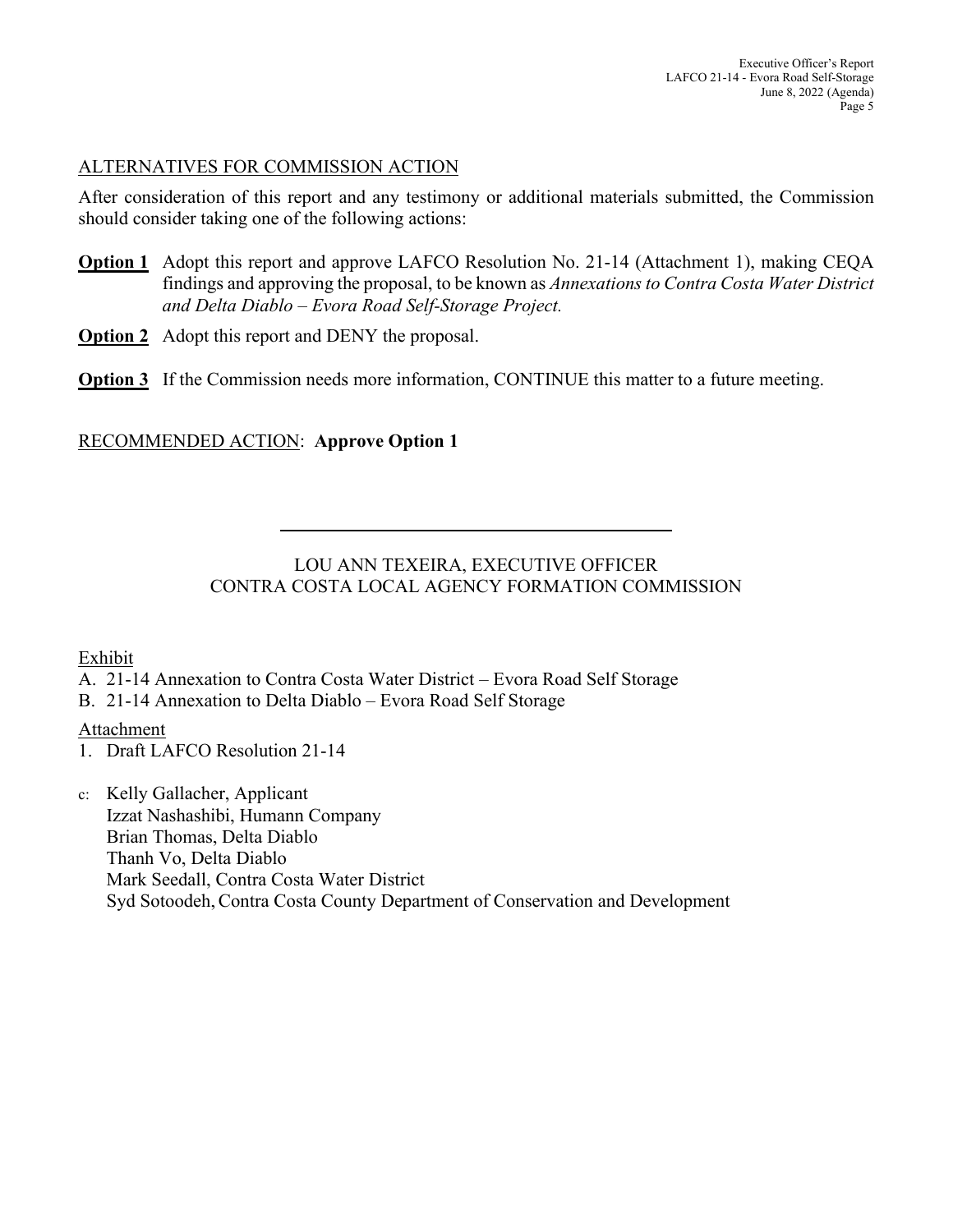## ALTERNATIVES FOR COMMISSION ACTION

After consideration of this report and any testimony or additional materials submitted, the Commission should consider taking one of the following actions:

**Option 1** Adopt this report and approve LAFCO Resolution No. 21-14 (Attachment 1), making CEQA findings and approving the proposal, to be known as *Annexations to Contra Costa Water District and Delta Diablo – Evora Road Self-Storage Project.*

**Option 2** Adopt this report and DENY the proposal.

**Option 3** If the Commission needs more information, CONTINUE this matter to a future meeting.

RECOMMENDED ACTION: **Approve Option 1**

---

LOU ANN TEXEIRA, EXECUTIVE OFFICER
CONTRA COSTA LOCAL AGENCY FORMATION COMMISSION

Exhibit

A. 21-14 Annexation to Contra Costa Water District – Evora Road Self Storage
B. 21-14 Annexation to Delta Diablo – Evora Road Self Storage

Attachment

1. Draft LAFCO Resolution 21-14

c: Kelly Gallacher, Applicant
Izzat Nashashibi, Humann Company
Brian Thomas, Delta Diablo
Thanh Vo, Delta Diablo
Mark Seedall, Contra Costa Water District
Syd Sotoodeh, Contra Costa County Department of Conservation and Development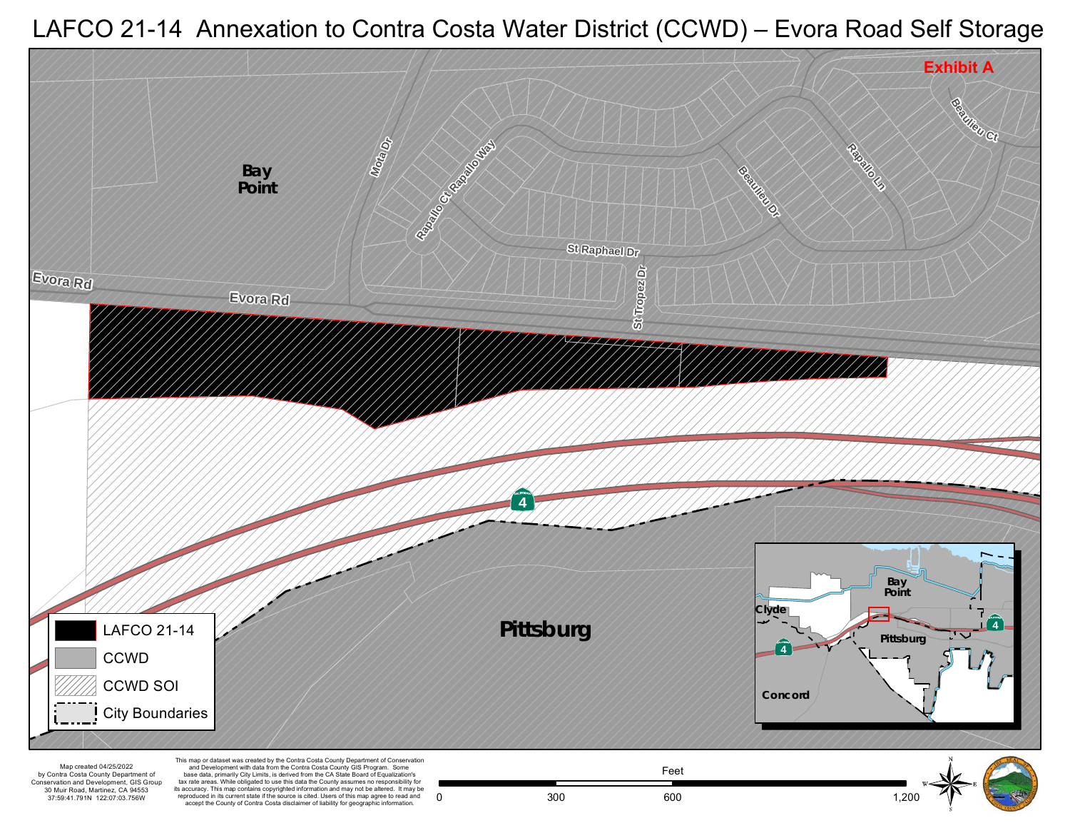# LAFCO 21-14 Annexation to Contra Costa Water District (CCWD) – Evora Road Self Storage

**Exhibit A**

Bay Point

Pittsburg

Evora Rd

Mota Dr

Rapallo Ct

Rapallo Way

St Raphael Dr

St Tropez Dr

Beaulieu Dr

Rapallo Ln

Beaulieu Ct

4

Legend:

- LAFCO 21-14
- CCWD
- CCWD SOI
- City Boundaries

Inset map: Bay Point, Clyde, Pittsburg, Concord, 4

Map created 04/25/2022
by Contra Costa County Department of
Conservation and Development, GIS Group
30 Muir Road, Martinez, CA 94553
37:59:41.791N 122:07:03.756W

This map or dataset was created by the Contra Costa County Department of Conservation and Development with data from the Contra Costa County GIS Program. Some base data, primarily City Limits, is derived from the CA State Board of Equalization's tax rate areas. While obligated to use this data the County assumes no responsibility for its accuracy. This map contains copyrighted information and may not be altered. It may be reproduced in its current state if the source is cited. Users of this map agree to read and accept the County of Contra Costa disclaimer of liability for geographic information.

Feet

0 300 600 1,200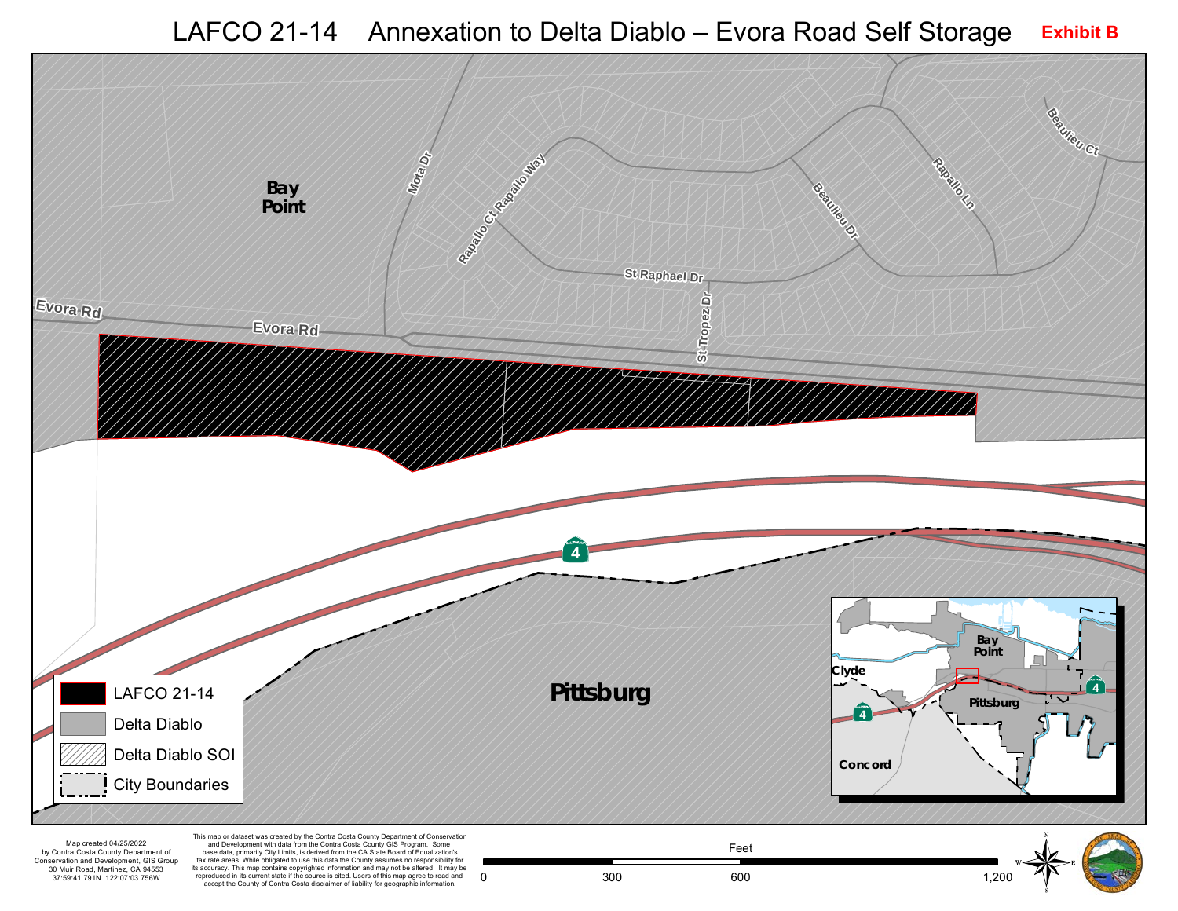# LAFCO 21-14 Annexation to Delta Diablo – Evora Road Self Storage

**Exhibit B**

Bay Point

Mota Dr

Rapallo Ct

Rapallo Way

St Raphael Dr

Beaulieu Dr

Rapallo Ln

Beaulieu Ct

St Tropez Dr

Evora Rd

Evora Rd

4

Pittsburg

Bay Point

Clyde

Pittsburg

4

4

Concord

**Legend**

- LAFCO 21-14
- Delta Diablo
- Delta Diablo SOI
- City Boundaries

Map created 04/25/2022
by Contra Costa County Department of Conservation and Development, GIS Group
30 Muir Road, Martinez, CA 94553
37:59:41.791N 122:07:03.756W

This map or dataset was created by the Contra Costa County Department of Conservation and Development with data from the Contra Costa County GIS Program. Some base data, primarily City Limits, is derived from the CA State Board of Equalization's tax rate areas. While obligated to use this data the County assumes no responsibility for its accuracy. This map contains copyrighted information and may not be altered. It may be reproduced in its current state if the source is cited. Users of this map agree to read and accept the County of Contra Costa disclaimer of liability for geographic information.

Feet

0 300 600 1,200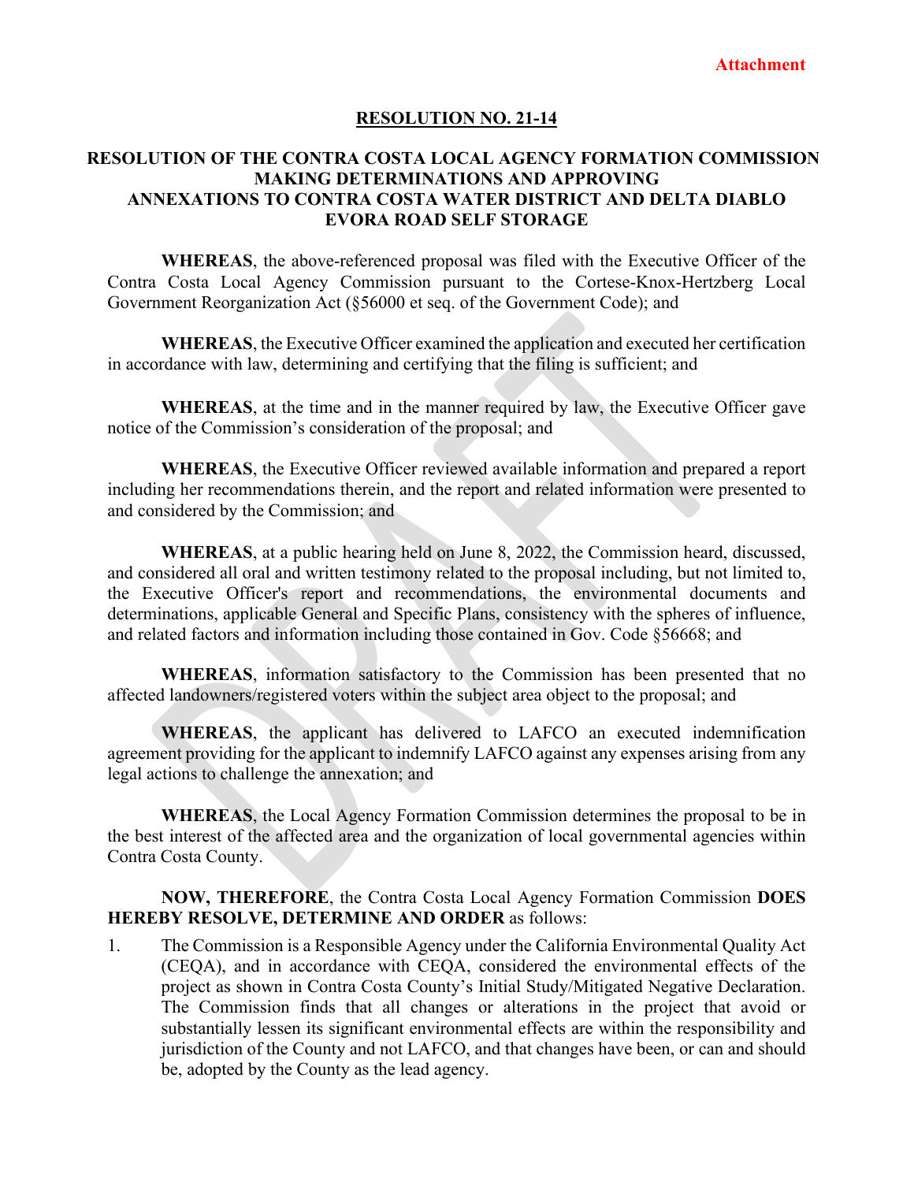Attachment

## RESOLUTION NO. 21-14

## RESOLUTION OF THE CONTRA COSTA LOCAL AGENCY FORMATION COMMISSION MAKING DETERMINATIONS AND APPROVING ANNEXATIONS TO CONTRA COSTA WATER DISTRICT AND DELTA DIABLO EVORA ROAD SELF STORAGE

**WHEREAS**, the above-referenced proposal was filed with the Executive Officer of the Contra Costa Local Agency Commission pursuant to the Cortese-Knox-Hertzberg Local Government Reorganization Act (§56000 et seq. of the Government Code); and

**WHEREAS**, the Executive Officer examined the application and executed her certification in accordance with law, determining and certifying that the filing is sufficient; and

**WHEREAS**, at the time and in the manner required by law, the Executive Officer gave notice of the Commission's consideration of the proposal; and

**WHEREAS**, the Executive Officer reviewed available information and prepared a report including her recommendations therein, and the report and related information were presented to and considered by the Commission; and

**WHEREAS**, at a public hearing held on June 8, 2022, the Commission heard, discussed, and considered all oral and written testimony related to the proposal including, but not limited to, the Executive Officer's report and recommendations, the environmental documents and determinations, applicable General and Specific Plans, consistency with the spheres of influence, and related factors and information including those contained in Gov. Code §56668; and

**WHEREAS**, information satisfactory to the Commission has been presented that no affected landowners/registered voters within the subject area object to the proposal; and

**WHEREAS**, the applicant has delivered to LAFCO an executed indemnification agreement providing for the applicant to indemnify LAFCO against any expenses arising from any legal actions to challenge the annexation; and

**WHEREAS**, the Local Agency Formation Commission determines the proposal to be in the best interest of the affected area and the organization of local governmental agencies within Contra Costa County.

**NOW, THEREFORE**, the Contra Costa Local Agency Formation Commission **DOES HEREBY RESOLVE, DETERMINE AND ORDER** as follows:

1. The Commission is a Responsible Agency under the California Environmental Quality Act (CEQA), and in accordance with CEQA, considered the environmental effects of the project as shown in Contra Costa County's Initial Study/Mitigated Negative Declaration. The Commission finds that all changes or alterations in the project that avoid or substantially lessen its significant environmental effects are within the responsibility and jurisdiction of the County and not LAFCO, and that changes have been, or can and should be, adopted by the County as the lead agency.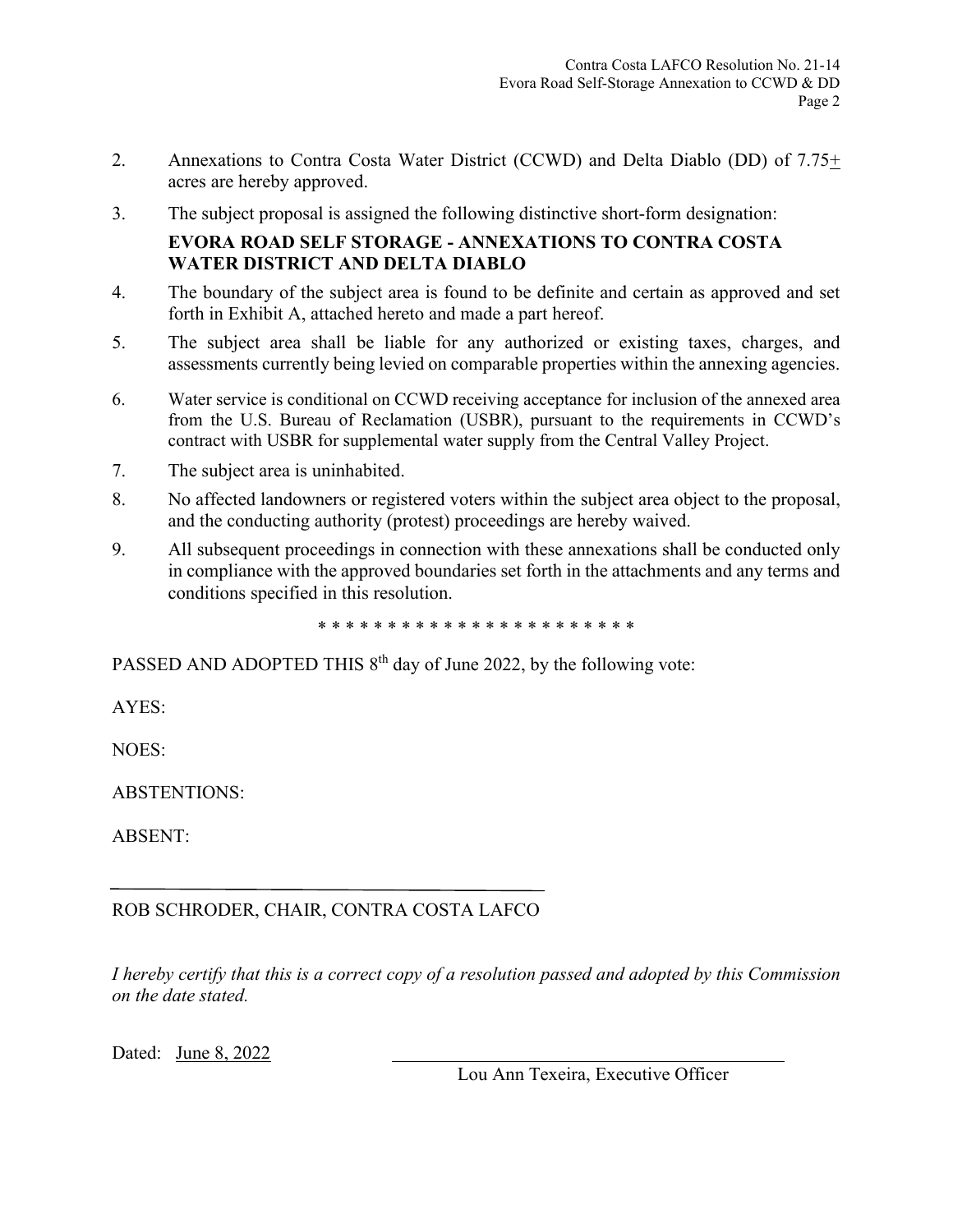2. Annexations to Contra Costa Water District (CCWD) and Delta Diablo (DD) of 7.75± acres are hereby approved.

3. The subject proposal is assigned the following distinctive short-form designation:

   **EVORA ROAD SELF STORAGE - ANNEXATIONS TO CONTRA COSTA WATER DISTRICT AND DELTA DIABLO**

4. The boundary of the subject area is found to be definite and certain as approved and set forth in Exhibit A, attached hereto and made a part hereof.

5. The subject area shall be liable for any authorized or existing taxes, charges, and assessments currently being levied on comparable properties within the annexing agencies.

6. Water service is conditional on CCWD receiving acceptance for inclusion of the annexed area from the U.S. Bureau of Reclamation (USBR), pursuant to the requirements in CCWD's contract with USBR for supplemental water supply from the Central Valley Project.

7. The subject area is uninhabited.

8. No affected landowners or registered voters within the subject area object to the proposal, and the conducting authority (protest) proceedings are hereby waived.

9. All subsequent proceedings in connection with these annexations shall be conducted only in compliance with the approved boundaries set forth in the attachments and any terms and conditions specified in this resolution.

\* \* \* \* \* \* \* \* \* \* \* \* \* \* \* \* \* \* \* \* \* \* \*

PASSED AND ADOPTED THIS 8th day of June 2022, by the following vote:

AYES:

NOES:

ABSTENTIONS:

ABSENT:

\_\_\_\_\_\_\_\_\_\_\_\_\_\_\_\_\_\_\_\_\_\_\_\_\_\_\_\_\_\_\_\_\_\_\_\_\_\_\_\_

ROB SCHRODER, CHAIR, CONTRA COSTA LAFCO

*I hereby certify that this is a correct copy of a resolution passed and adopted by this Commission on the date stated.*

Dated: June 8, 2022

\_\_\_\_\_\_\_\_\_\_\_\_\_\_\_\_\_\_\_\_\_\_\_\_\_\_\_\_\_\_\_\_\_\_\_\_\_\_\_\_

Lou Ann Texeira, Executive Officer